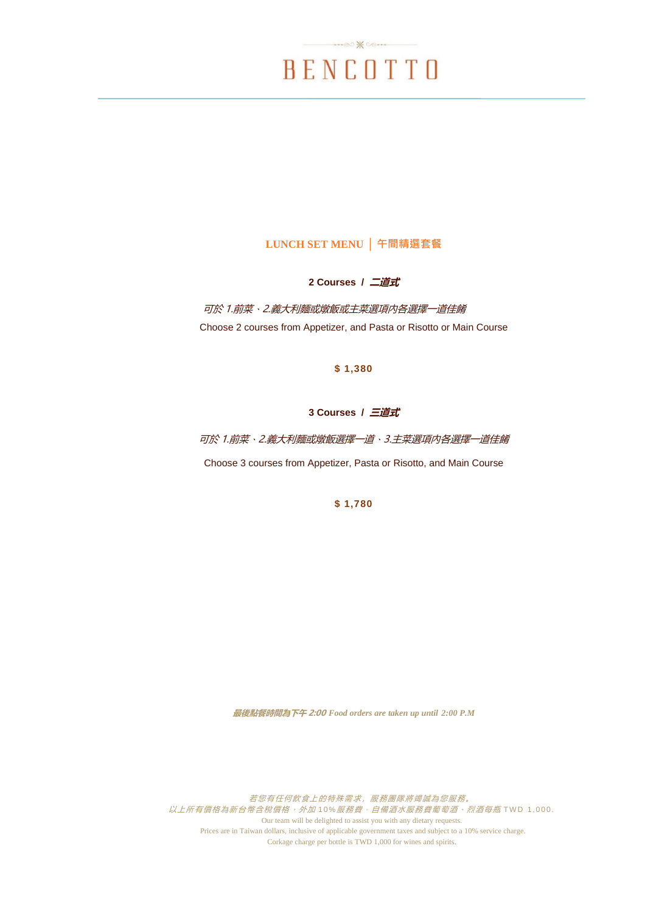# BENCOTTO

## LUNCH SET MENU │ 午間精選套餐

### 2 Courses / *二道式*

*可於 1.前菜、2.義大利麵或燉飯或主菜選項內各選擇一道佳餚*

Choose 2 courses from Appetizer, and Pasta or Risotto or Main Course

**$ 1,380**

### 3 Courses / *三道式*

*可於 1.前菜、2.義大利麵或燉飯選擇一道、3.主菜選項內各選擇一道佳餚*

Choose 3 courses from Appetizer, Pasta or Risotto, and Main Course

**$ 1,780**

***最後點餐時間為下午 2:00 Food orders are taken up until 2:00 P.M***

*若您有任何飲食上的特殊需求，服務團隊將竭誠為您服務。*
*以上所有價格為新台幣含稅價格，外加 10%服務費。自備酒水服務費葡萄酒、烈酒每瓶 TWD 1,000.*
Our team will be delighted to assist you with any dietary requests.
Prices are in Taiwan dollars, inclusive of applicable government taxes and subject to a 10% service charge.
Corkage charge per bottle is TWD 1,000 for wines and spirits.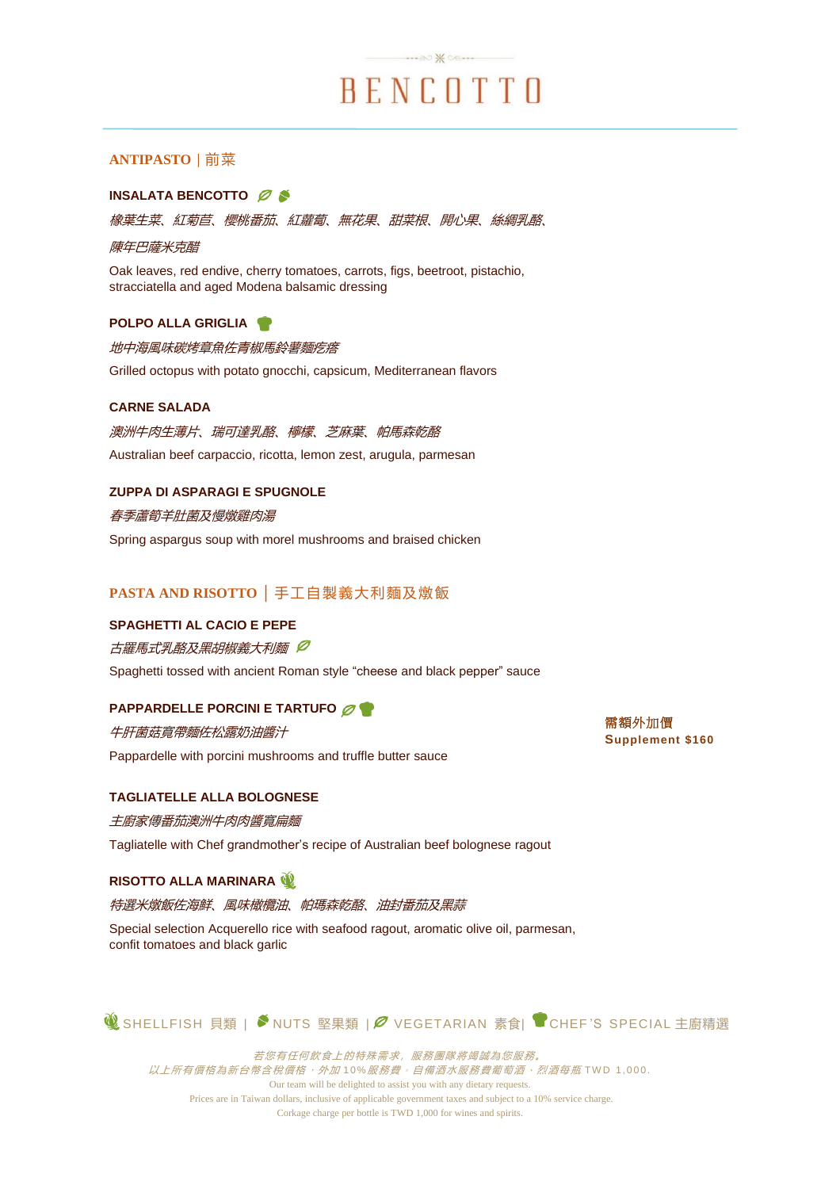# BENCOTTO

## ANTIPASTO | 前菜

### INSALATA BENCOTTO

*橡葉生菜、紅菊苣、櫻桃番茄、紅蘿蔔、無花果、甜菜根、開心果、絲綢乳酪、*

*陳年巴薩米克醋*

Oak leaves, red endive, cherry tomatoes, carrots, figs, beetroot, pistachio, stracciatella and aged Modena balsamic dressing

### POLPO ALLA GRIGLIA

*地中海風味碳烤章魚佐青椒馬鈴薯麵疙瘩*

Grilled octopus with potato gnocchi, capsicum, Mediterranean flavors

### CARNE SALADA

*澳洲牛肉生薄片、瑞可達乳酪、檸檬、芝麻葉、帕瑪森乾酪*

Australian beef carpaccio, ricotta, lemon zest, arugula, parmesan

### ZUPPA DI ASPARAGI E SPUGNOLE

*春季蘆筍羊肚菌及慢燉雞肉湯*

Spring aspargus soup with morel mushrooms and braised chicken

## PASTA AND RISOTTO │ 手工自製義大利麵及燉飯

### SPAGHETTI AL CACIO E PEPE

*古羅馬式乳酪及黑胡椒義大利麵*

Spaghetti tossed with ancient Roman style "cheese and black pepper" sauce

### PAPPARDELLE PORCINI E TARTUFO

*牛肝菌菇寬帶麵佐松露奶油醬汁*

Pappardelle with porcini mushrooms and truffle butter sauce

**需額外加價**
**Supplement $160**

### TAGLIATELLE ALLA BOLOGNESE

*主廚家傳番茄澳洲牛肉肉醬寬扁麵*

Tagliatelle with Chef grandmother's recipe of Australian beef bolognese ragout

### RISOTTO ALLA MARINARA

*特選米燉飯佐海鮮、風味橄欖油、帕瑪森乾酪、油封番茄及黑蒜*

Special selection Acquerello rice with seafood ragout, aromatic olive oil, parmesan, confit tomatoes and black garlic

SHELLFISH 貝類 | NUTS 堅果類 | VEGETARIAN 素食| CHEF'S SPECIAL 主廚精選

*若您有任何飲食上的特殊需求，服務團隊將竭誠為您服務。*
*以上所有價格為新台幣含稅價格，外加10%服務費。自備酒水服務費葡萄酒、烈酒每瓶 TWD 1,000.*
Our team will be delighted to assist you with any dietary requests.
Prices are in Taiwan dollars, inclusive of applicable government taxes and subject to a 10% service charge.
Corkage charge per bottle is TWD 1,000 for wines and spirits.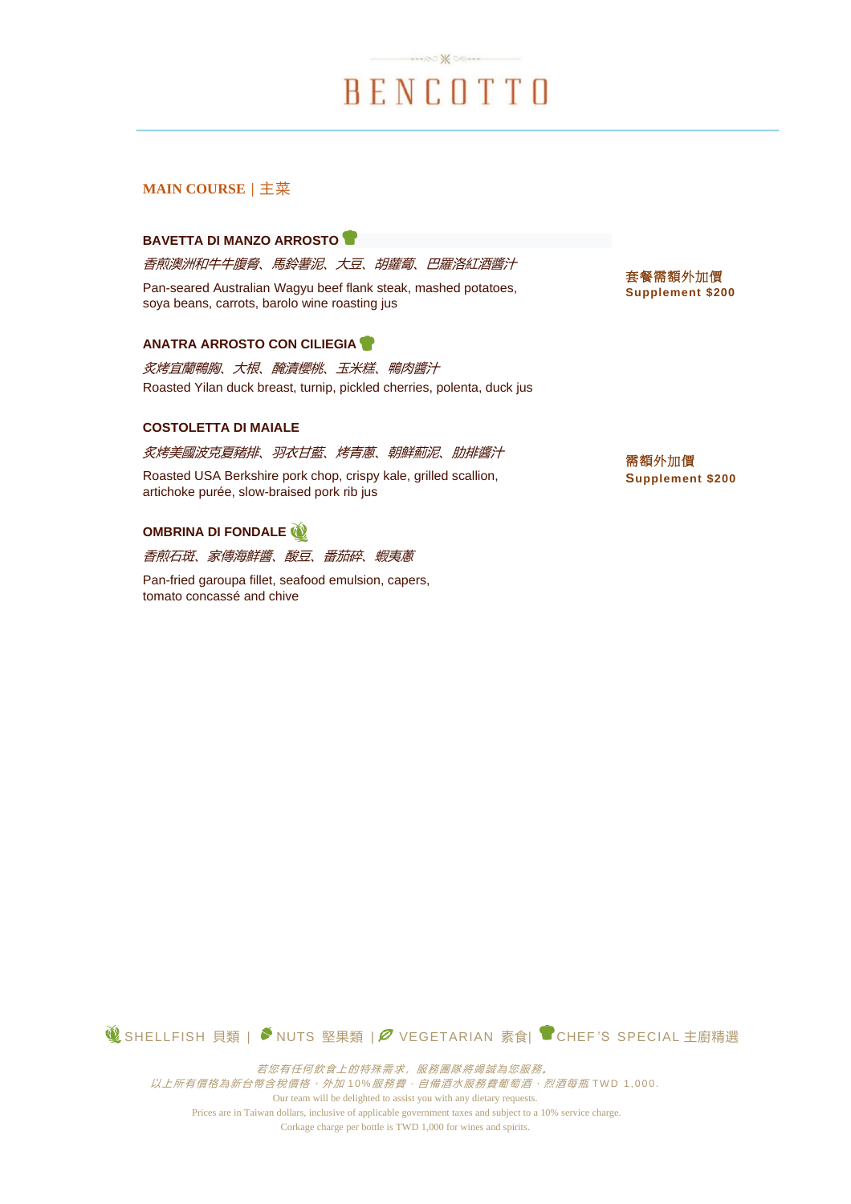# BENCOTTO

## MAIN COURSE | 主菜

**BAVETTA DI MANZO ARROSTO**

*香煎澳洲和牛牛腹膏、馬鈴薯泥、大豆、胡蘿蔔、巴羅洛紅酒醬汁*

Pan-seared Australian Wagyu beef flank steak, mashed potatoes, soya beans, carrots, barolo wine roasting jus

**套餐需額外加價**
**Supplement $200**

**ANATRA ARROSTO CON CILIEGIA**

*炙烤宜蘭鴨胸、大根、醃漬櫻桃、玉米糕、鴨肉醬汁*

Roasted Yilan duck breast, turnip, pickled cherries, polenta, duck jus

**COSTOLETTA DI MAIALE**

*炙烤美國波克夏豬排、羽衣甘藍、烤青蔥、朝鮮薊泥、肋排醬汁*

Roasted USA Berkshire pork chop, crispy kale, grilled scallion, artichoke purée, slow-braised pork rib jus

**需額外加價**
**Supplement $200**

**OMBRINA DI FONDALE**

*香煎石斑、家傳海鮮醬、酸豆、番茄碎、蝦夷蔥*

Pan-fried garoupa fillet, seafood emulsion, capers, tomato concassé and chive

SHELLFISH 貝類 | NUTS 堅果類 | VEGETARIAN 素食| CHEF'S SPECIAL 主廚精選

*若您有任何飲食上的特殊需求，服務團隊將竭誠為您服務。*
*以上所有價格為新台幣含稅價格，外加10%服務費。自備酒水服務費葡萄酒、烈酒每瓶 TWD 1,000.*
Our team will be delighted to assist you with any dietary requests.
Prices are in Taiwan dollars, inclusive of applicable government taxes and subject to a 10% service charge.
Corkage charge per bottle is TWD 1,000 for wines and spirits.